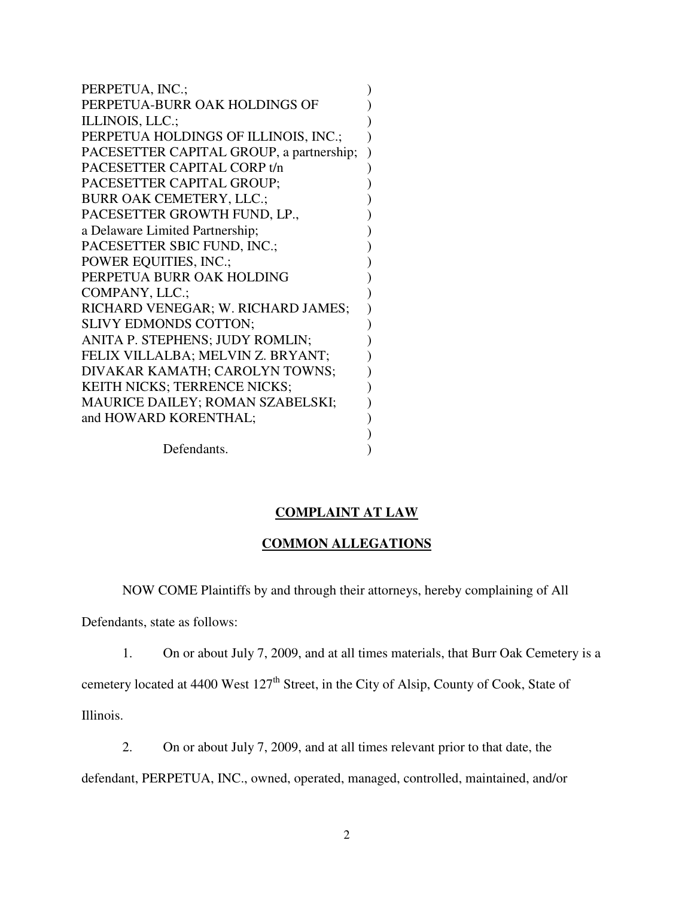PERPETUA, INC.;
PERPETUA-BURR OAK HOLDINGS OF ILLINOIS, LLC.;
PERPETUA HOLDINGS OF ILLINOIS, INC.;
PACESETTER CAPITAL GROUP, a partnership;
PACESETTER CAPITAL CORP t/n PACESETTER CAPITAL GROUP;
BURR OAK CEMETERY, LLC.;
PACESETTER GROWTH FUND, LP., a Delaware Limited Partnership;
PACESETTER SBIC FUND, INC.;
POWER EQUITIES, INC.;
PERPETUA BURR OAK HOLDING COMPANY, LLC.;
RICHARD VENEGAR; W. RICHARD JAMES;
SLIVY EDMONDS COTTON;
ANITA P. STEPHENS; JUDY ROMLIN;
FELIX VILLALBA; MELVIN Z. BRYANT;
DIVAKAR KAMATH; CAROLYN TOWNS;
KEITH NICKS; TERRENCE NICKS;
MAURICE DAILEY; ROMAN SZABELSKI;
and HOWARD KORENTHAL;

Defendants.

## COMPLAINT AT LAW

## COMMON ALLEGATIONS

NOW COME Plaintiffs by and through their attorneys, hereby complaining of All Defendants, state as follows:

1. On or about July 7, 2009, and at all times materials, that Burr Oak Cemetery is a cemetery located at 4400 West 127th Street, in the City of Alsip, County of Cook, State of Illinois.

2. On or about July 7, 2009, and at all times relevant prior to that date, the defendant, PERPETUA, INC., owned, operated, managed, controlled, maintained, and/or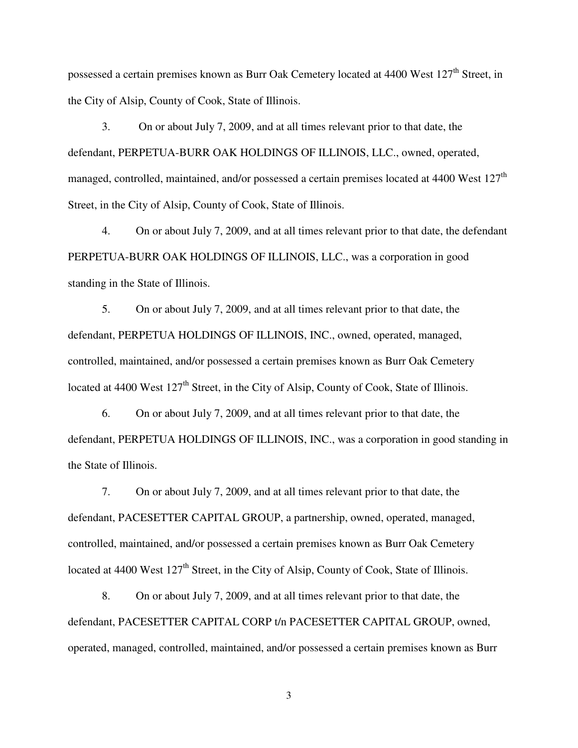possessed a certain premises known as Burr Oak Cemetery located at 4400 West 127th Street, in the City of Alsip, County of Cook, State of Illinois.

3. On or about July 7, 2009, and at all times relevant prior to that date, the defendant, PERPETUA-BURR OAK HOLDINGS OF ILLINOIS, LLC., owned, operated, managed, controlled, maintained, and/or possessed a certain premises located at 4400 West 127th Street, in the City of Alsip, County of Cook, State of Illinois.

4. On or about July 7, 2009, and at all times relevant prior to that date, the defendant PERPETUA-BURR OAK HOLDINGS OF ILLINOIS, LLC., was a corporation in good standing in the State of Illinois.

5. On or about July 7, 2009, and at all times relevant prior to that date, the defendant, PERPETUA HOLDINGS OF ILLINOIS, INC., owned, operated, managed, controlled, maintained, and/or possessed a certain premises known as Burr Oak Cemetery located at 4400 West 127th Street, in the City of Alsip, County of Cook, State of Illinois.

6. On or about July 7, 2009, and at all times relevant prior to that date, the defendant, PERPETUA HOLDINGS OF ILLINOIS, INC., was a corporation in good standing in the State of Illinois.

7. On or about July 7, 2009, and at all times relevant prior to that date, the defendant, PACESETTER CAPITAL GROUP, a partnership, owned, operated, managed, controlled, maintained, and/or possessed a certain premises known as Burr Oak Cemetery located at 4400 West 127th Street, in the City of Alsip, County of Cook, State of Illinois.

8. On or about July 7, 2009, and at all times relevant prior to that date, the defendant, PACESETTER CAPITAL CORP t/n PACESETTER CAPITAL GROUP, owned, operated, managed, controlled, maintained, and/or possessed a certain premises known as Burr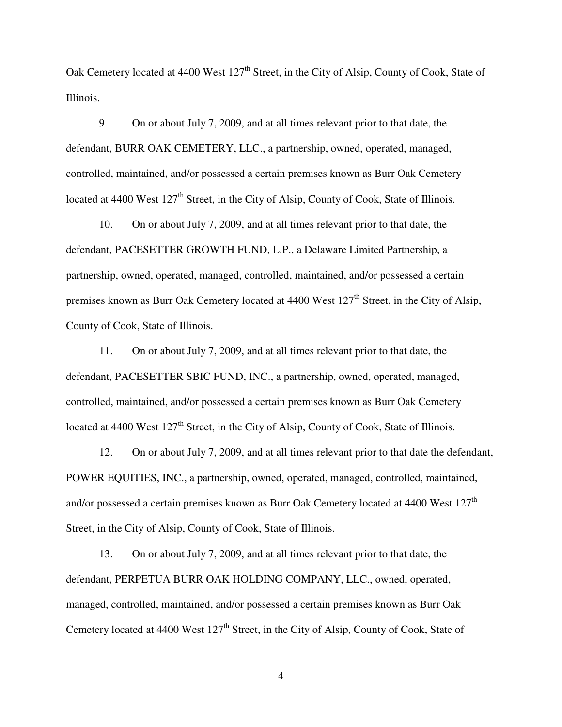Oak Cemetery located at 4400 West 127th Street, in the City of Alsip, County of Cook, State of Illinois.

9. On or about July 7, 2009, and at all times relevant prior to that date, the defendant, BURR OAK CEMETERY, LLC., a partnership, owned, operated, managed, controlled, maintained, and/or possessed a certain premises known as Burr Oak Cemetery located at 4400 West 127th Street, in the City of Alsip, County of Cook, State of Illinois.

10. On or about July 7, 2009, and at all times relevant prior to that date, the defendant, PACESETTER GROWTH FUND, L.P., a Delaware Limited Partnership, a partnership, owned, operated, managed, controlled, maintained, and/or possessed a certain premises known as Burr Oak Cemetery located at 4400 West 127th Street, in the City of Alsip, County of Cook, State of Illinois.

11. On or about July 7, 2009, and at all times relevant prior to that date, the defendant, PACESETTER SBIC FUND, INC., a partnership, owned, operated, managed, controlled, maintained, and/or possessed a certain premises known as Burr Oak Cemetery located at 4400 West 127th Street, in the City of Alsip, County of Cook, State of Illinois.

12. On or about July 7, 2009, and at all times relevant prior to that date the defendant, POWER EQUITIES, INC., a partnership, owned, operated, managed, controlled, maintained, and/or possessed a certain premises known as Burr Oak Cemetery located at 4400 West 127th Street, in the City of Alsip, County of Cook, State of Illinois.

13. On or about July 7, 2009, and at all times relevant prior to that date, the defendant, PERPETUA BURR OAK HOLDING COMPANY, LLC., owned, operated, managed, controlled, maintained, and/or possessed a certain premises known as Burr Oak Cemetery located at 4400 West 127th Street, in the City of Alsip, County of Cook, State of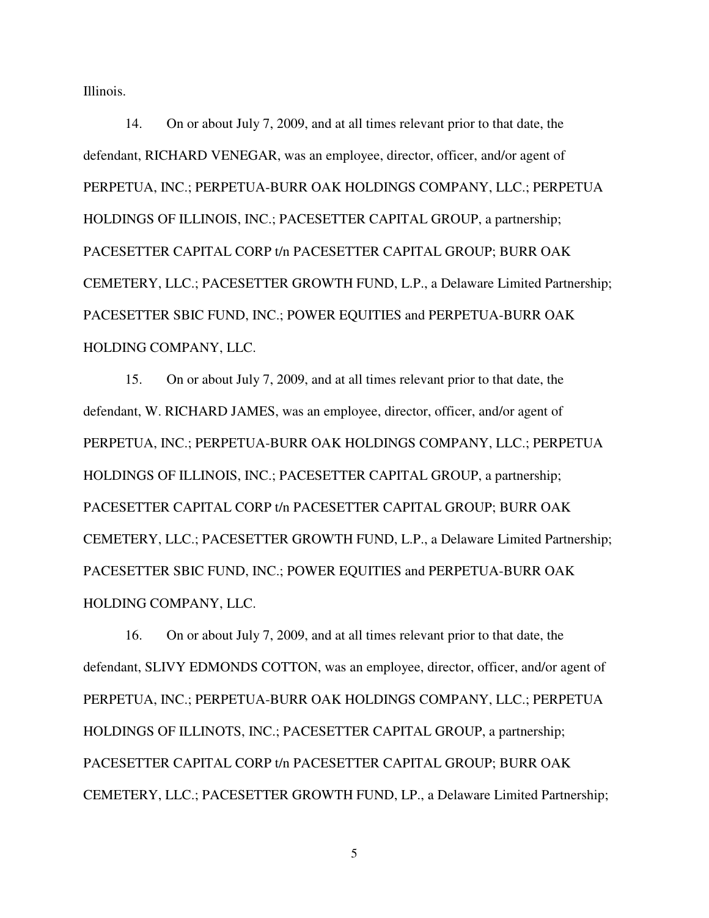Illinois.

14. On or about July 7, 2009, and at all times relevant prior to that date, the defendant, RICHARD VENEGAR, was an employee, director, officer, and/or agent of PERPETUA, INC.; PERPETUA-BURR OAK HOLDINGS COMPANY, LLC.; PERPETUA HOLDINGS OF ILLINOIS, INC.; PACESETTER CAPITAL GROUP, a partnership; PACESETTER CAPITAL CORP t/n PACESETTER CAPITAL GROUP; BURR OAK CEMETERY, LLC.; PACESETTER GROWTH FUND, L.P., a Delaware Limited Partnership; PACESETTER SBIC FUND, INC.; POWER EQUITIES and PERPETUA-BURR OAK HOLDING COMPANY, LLC.

15. On or about July 7, 2009, and at all times relevant prior to that date, the defendant, W. RICHARD JAMES, was an employee, director, officer, and/or agent of PERPETUA, INC.; PERPETUA-BURR OAK HOLDINGS COMPANY, LLC.; PERPETUA HOLDINGS OF ILLINOIS, INC.; PACESETTER CAPITAL GROUP, a partnership; PACESETTER CAPITAL CORP t/n PACESETTER CAPITAL GROUP; BURR OAK CEMETERY, LLC.; PACESETTER GROWTH FUND, L.P., a Delaware Limited Partnership; PACESETTER SBIC FUND, INC.; POWER EQUITIES and PERPETUA-BURR OAK HOLDING COMPANY, LLC.

16. On or about July 7, 2009, and at all times relevant prior to that date, the defendant, SLIVY EDMONDS COTTON, was an employee, director, officer, and/or agent of PERPETUA, INC.; PERPETUA-BURR OAK HOLDINGS COMPANY, LLC.; PERPETUA HOLDINGS OF ILLINOTS, INC.; PACESETTER CAPITAL GROUP, a partnership; PACESETTER CAPITAL CORP t/n PACESETTER CAPITAL GROUP; BURR OAK CEMETERY, LLC.; PACESETTER GROWTH FUND, LP., a Delaware Limited Partnership;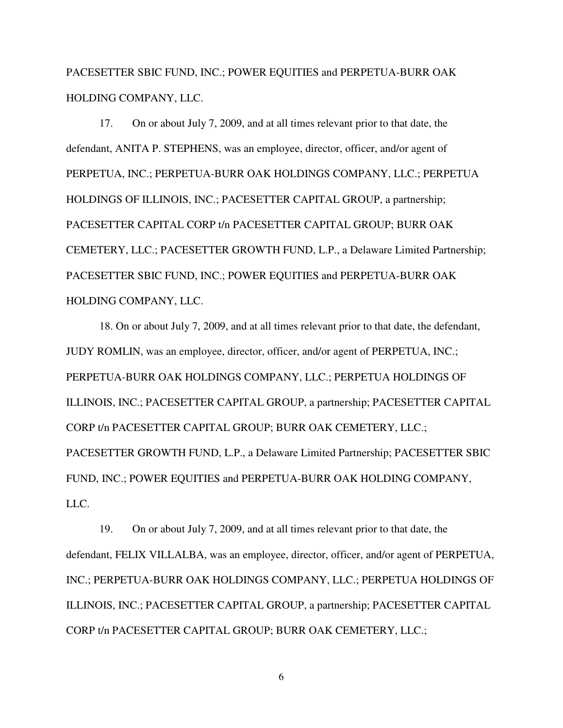PACESETTER SBIC FUND, INC.; POWER EQUITIES and PERPETUA-BURR OAK HOLDING COMPANY, LLC.

17. On or about July 7, 2009, and at all times relevant prior to that date, the defendant, ANITA P. STEPHENS, was an employee, director, officer, and/or agent of PERPETUA, INC.; PERPETUA-BURR OAK HOLDINGS COMPANY, LLC.; PERPETUA HOLDINGS OF ILLINOIS, INC.; PACESETTER CAPITAL GROUP, a partnership; PACESETTER CAPITAL CORP t/n PACESETTER CAPITAL GROUP; BURR OAK CEMETERY, LLC.; PACESETTER GROWTH FUND, L.P., a Delaware Limited Partnership; PACESETTER SBIC FUND, INC.; POWER EQUITIES and PERPETUA-BURR OAK HOLDING COMPANY, LLC.

18. On or about July 7, 2009, and at all times relevant prior to that date, the defendant, JUDY ROMLIN, was an employee, director, officer, and/or agent of PERPETUA, INC.; PERPETUA-BURR OAK HOLDINGS COMPANY, LLC.; PERPETUA HOLDINGS OF ILLINOIS, INC.; PACESETTER CAPITAL GROUP, a partnership; PACESETTER CAPITAL CORP t/n PACESETTER CAPITAL GROUP; BURR OAK CEMETERY, LLC.; PACESETTER GROWTH FUND, L.P., a Delaware Limited Partnership; PACESETTER SBIC FUND, INC.; POWER EQUITIES and PERPETUA-BURR OAK HOLDING COMPANY, LLC.

19. On or about July 7, 2009, and at all times relevant prior to that date, the defendant, FELIX VILLALBA, was an employee, director, officer, and/or agent of PERPETUA, INC.; PERPETUA-BURR OAK HOLDINGS COMPANY, LLC.; PERPETUA HOLDINGS OF ILLINOIS, INC.; PACESETTER CAPITAL GROUP, a partnership; PACESETTER CAPITAL CORP t/n PACESETTER CAPITAL GROUP; BURR OAK CEMETERY, LLC.;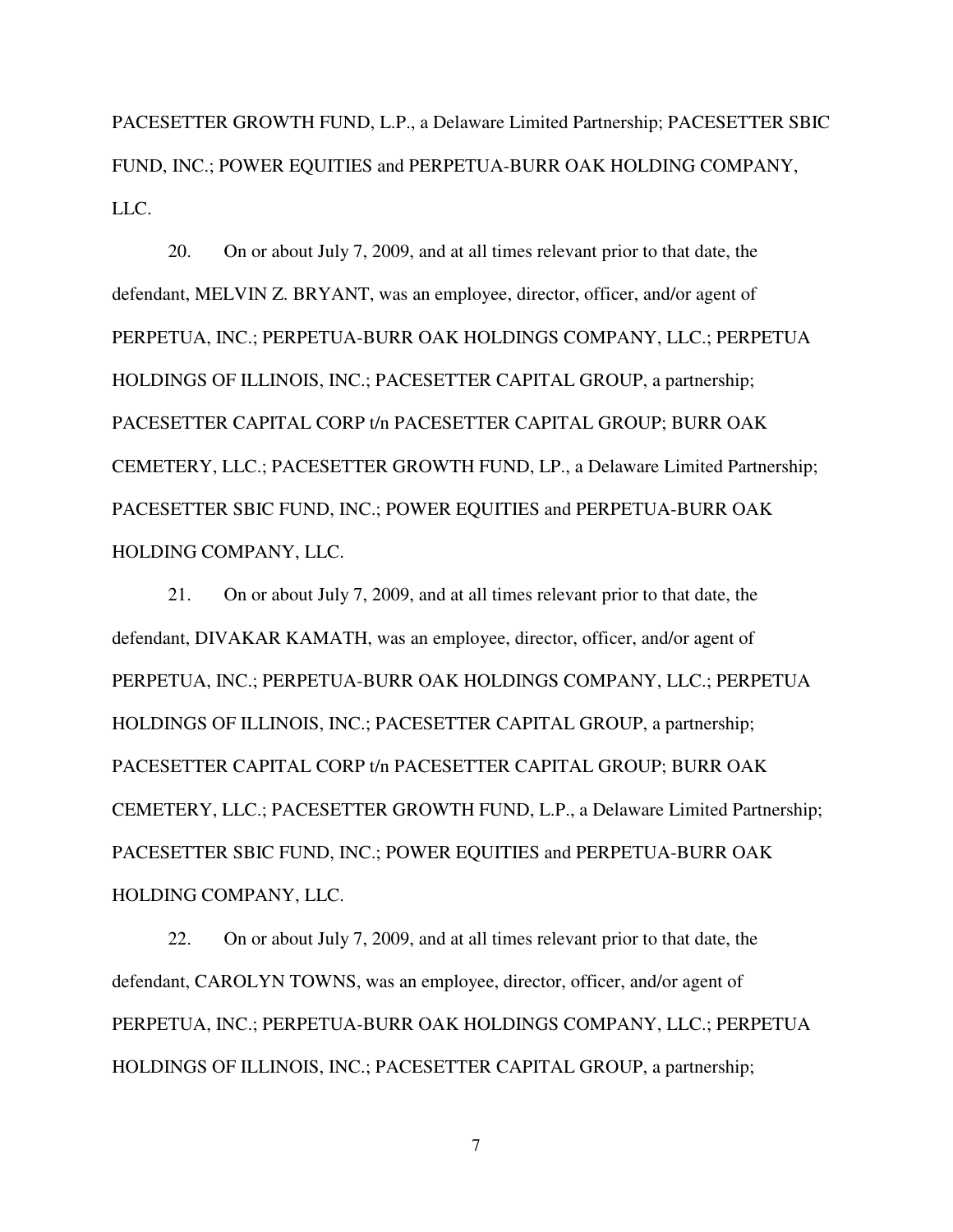PACESETTER GROWTH FUND, L.P., a Delaware Limited Partnership; PACESETTER SBIC FUND, INC.; POWER EQUITIES and PERPETUA-BURR OAK HOLDING COMPANY, LLC.

20. On or about July 7, 2009, and at all times relevant prior to that date, the defendant, MELVIN Z. BRYANT, was an employee, director, officer, and/or agent of PERPETUA, INC.; PERPETUA-BURR OAK HOLDINGS COMPANY, LLC.; PERPETUA HOLDINGS OF ILLINOIS, INC.; PACESETTER CAPITAL GROUP, a partnership; PACESETTER CAPITAL CORP t/n PACESETTER CAPITAL GROUP; BURR OAK CEMETERY, LLC.; PACESETTER GROWTH FUND, LP., a Delaware Limited Partnership; PACESETTER SBIC FUND, INC.; POWER EQUITIES and PERPETUA-BURR OAK HOLDING COMPANY, LLC.

21. On or about July 7, 2009, and at all times relevant prior to that date, the defendant, DIVAKAR KAMATH, was an employee, director, officer, and/or agent of PERPETUA, INC.; PERPETUA-BURR OAK HOLDINGS COMPANY, LLC.; PERPETUA HOLDINGS OF ILLINOIS, INC.; PACESETTER CAPITAL GROUP, a partnership; PACESETTER CAPITAL CORP t/n PACESETTER CAPITAL GROUP; BURR OAK CEMETERY, LLC.; PACESETTER GROWTH FUND, L.P., a Delaware Limited Partnership; PACESETTER SBIC FUND, INC.; POWER EQUITIES and PERPETUA-BURR OAK HOLDING COMPANY, LLC.

22. On or about July 7, 2009, and at all times relevant prior to that date, the defendant, CAROLYN TOWNS, was an employee, director, officer, and/or agent of PERPETUA, INC.; PERPETUA-BURR OAK HOLDINGS COMPANY, LLC.; PERPETUA HOLDINGS OF ILLINOIS, INC.; PACESETTER CAPITAL GROUP, a partnership;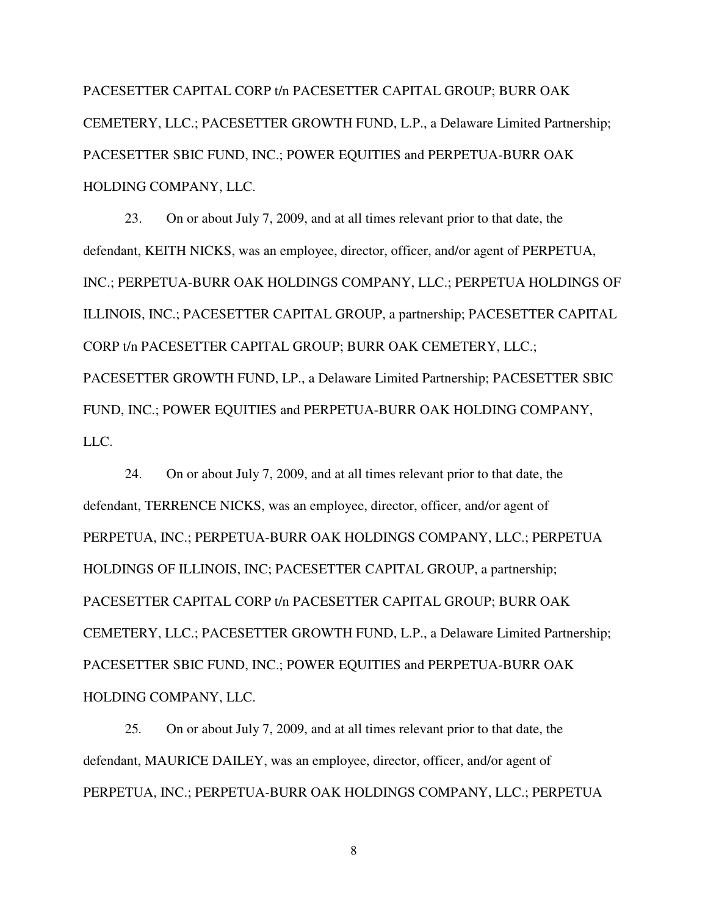PACESETTER CAPITAL CORP t/n PACESETTER CAPITAL GROUP; BURR OAK CEMETERY, LLC.; PACESETTER GROWTH FUND, L.P., a Delaware Limited Partnership; PACESETTER SBIC FUND, INC.; POWER EQUITIES and PERPETUA-BURR OAK HOLDING COMPANY, LLC.

23. On or about July 7, 2009, and at all times relevant prior to that date, the defendant, KEITH NICKS, was an employee, director, officer, and/or agent of PERPETUA, INC.; PERPETUA-BURR OAK HOLDINGS COMPANY, LLC.; PERPETUA HOLDINGS OF ILLINOIS, INC.; PACESETTER CAPITAL GROUP, a partnership; PACESETTER CAPITAL CORP t/n PACESETTER CAPITAL GROUP; BURR OAK CEMETERY, LLC.; PACESETTER GROWTH FUND, LP., a Delaware Limited Partnership; PACESETTER SBIC FUND, INC.; POWER EQUITIES and PERPETUA-BURR OAK HOLDING COMPANY, LLC.

24. On or about July 7, 2009, and at all times relevant prior to that date, the defendant, TERRENCE NICKS, was an employee, director, officer, and/or agent of PERPETUA, INC.; PERPETUA-BURR OAK HOLDINGS COMPANY, LLC.; PERPETUA HOLDINGS OF ILLINOIS, INC; PACESETTER CAPITAL GROUP, a partnership; PACESETTER CAPITAL CORP t/n PACESETTER CAPITAL GROUP; BURR OAK CEMETERY, LLC.; PACESETTER GROWTH FUND, L.P., a Delaware Limited Partnership; PACESETTER SBIC FUND, INC.; POWER EQUITIES and PERPETUA-BURR OAK HOLDING COMPANY, LLC.

25. On or about July 7, 2009, and at all times relevant prior to that date, the defendant, MAURICE DAILEY, was an employee, director, officer, and/or agent of PERPETUA, INC.; PERPETUA-BURR OAK HOLDINGS COMPANY, LLC.; PERPETUA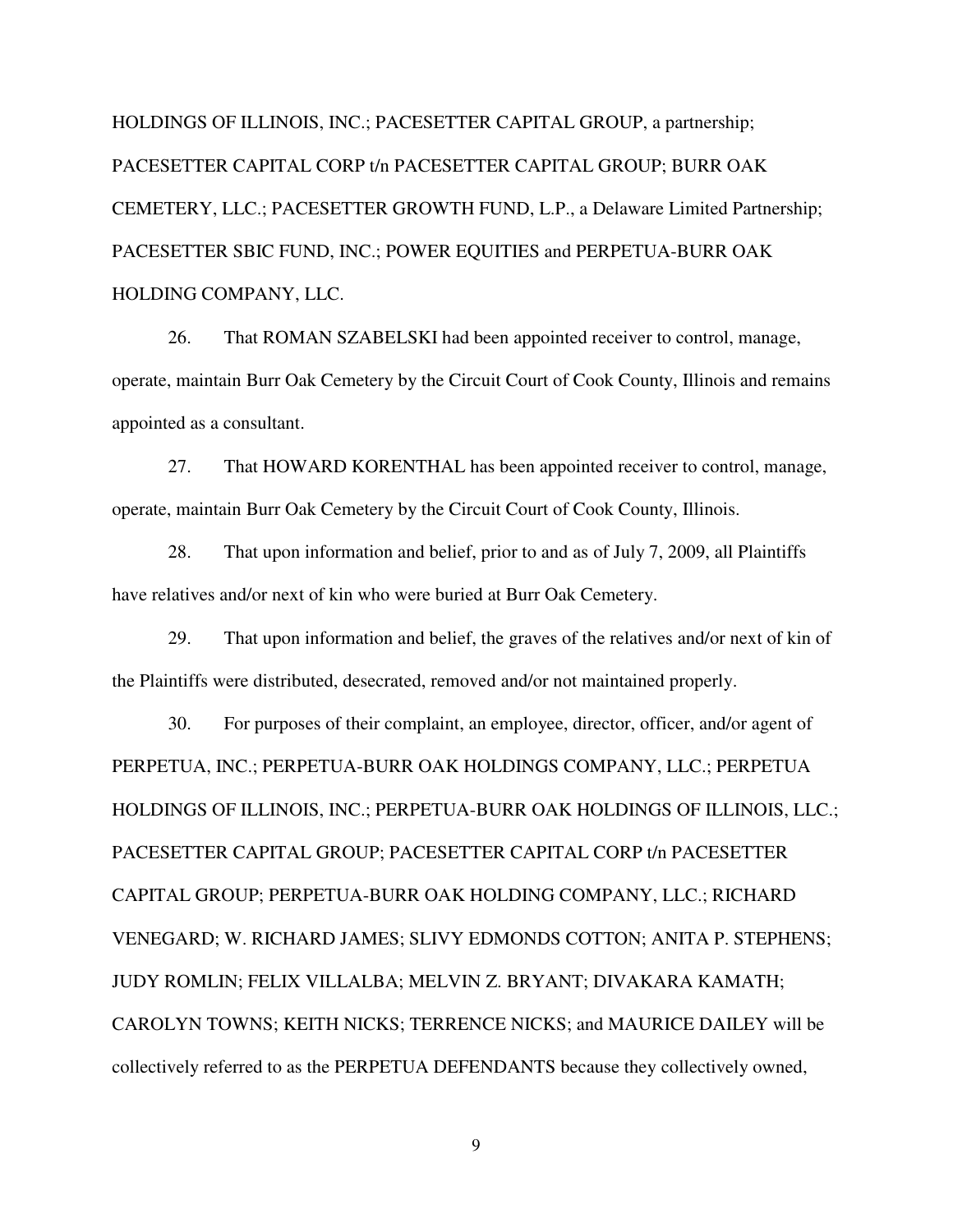HOLDINGS OF ILLINOIS, INC.; PACESETTER CAPITAL GROUP, a partnership; PACESETTER CAPITAL CORP t/n PACESETTER CAPITAL GROUP; BURR OAK CEMETERY, LLC.; PACESETTER GROWTH FUND, L.P., a Delaware Limited Partnership; PACESETTER SBIC FUND, INC.; POWER EQUITIES and PERPETUA-BURR OAK HOLDING COMPANY, LLC.

26. That ROMAN SZABELSKI had been appointed receiver to control, manage, operate, maintain Burr Oak Cemetery by the Circuit Court of Cook County, Illinois and remains appointed as a consultant.

27. That HOWARD KORENTHAL has been appointed receiver to control, manage, operate, maintain Burr Oak Cemetery by the Circuit Court of Cook County, Illinois.

28. That upon information and belief, prior to and as of July 7, 2009, all Plaintiffs have relatives and/or next of kin who were buried at Burr Oak Cemetery.

29. That upon information and belief, the graves of the relatives and/or next of kin of the Plaintiffs were distributed, desecrated, removed and/or not maintained properly.

30. For purposes of their complaint, an employee, director, officer, and/or agent of PERPETUA, INC.; PERPETUA-BURR OAK HOLDINGS COMPANY, LLC.; PERPETUA HOLDINGS OF ILLINOIS, INC.; PERPETUA-BURR OAK HOLDINGS OF ILLINOIS, LLC.; PACESETTER CAPITAL GROUP; PACESETTER CAPITAL CORP t/n PACESETTER CAPITAL GROUP; PERPETUA-BURR OAK HOLDING COMPANY, LLC.; RICHARD VENEGARD; W. RICHARD JAMES; SLIVY EDMONDS COTTON; ANITA P. STEPHENS; JUDY ROMLIN; FELIX VILLALBA; MELVIN Z. BRYANT; DIVAKARA KAMATH; CAROLYN TOWNS; KEITH NICKS; TERRENCE NICKS; and MAURICE DAILEY will be collectively referred to as the PERPETUA DEFENDANTS because they collectively owned,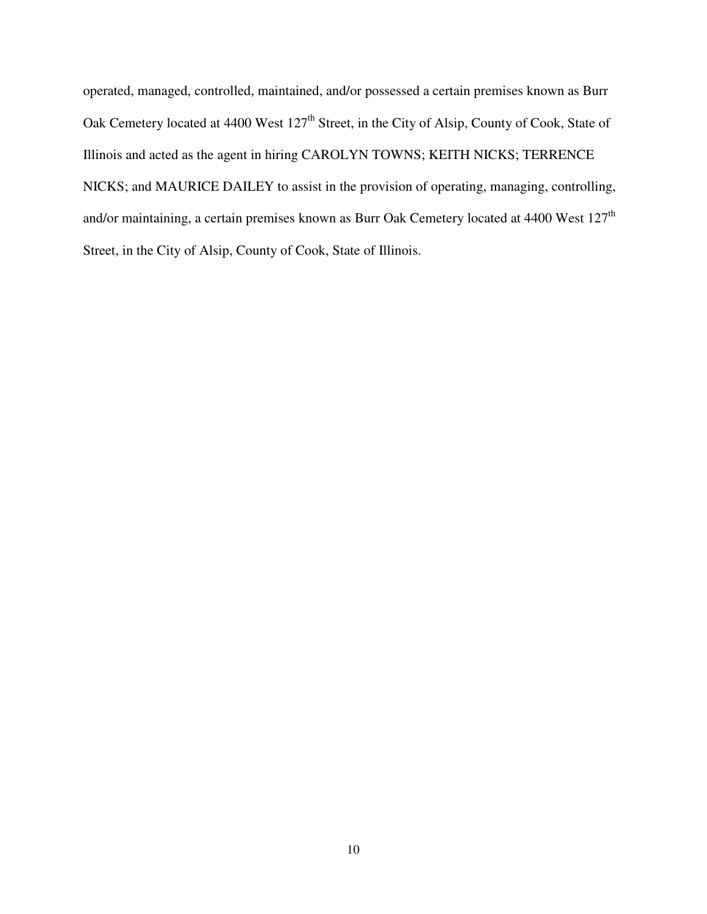operated, managed, controlled, maintained, and/or possessed a certain premises known as Burr Oak Cemetery located at 4400 West 127th Street, in the City of Alsip, County of Cook, State of Illinois and acted as the agent in hiring CAROLYN TOWNS; KEITH NICKS; TERRENCE NICKS; and MAURICE DAILEY to assist in the provision of operating, managing, controlling, and/or maintaining, a certain premises known as Burr Oak Cemetery located at 4400 West 127th Street, in the City of Alsip, County of Cook, State of Illinois.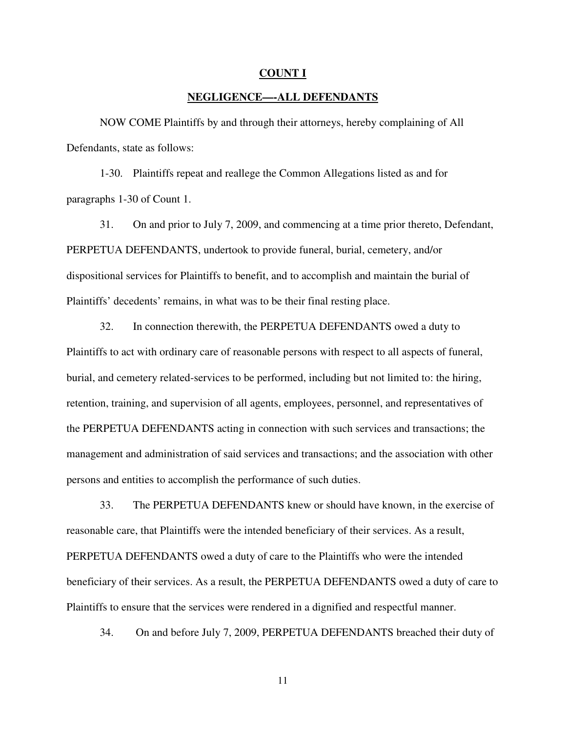**<u>COUNT I</u>**

**<u>NEGLIGENCE—-ALL DEFENDANTS</u>**

NOW COME Plaintiffs by and through their attorneys, hereby complaining of All Defendants, state as follows:

1-30. Plaintiffs repeat and reallege the Common Allegations listed as and for paragraphs 1-30 of Count 1.

31. On and prior to July 7, 2009, and commencing at a time prior thereto, Defendant, PERPETUA DEFENDANTS, undertook to provide funeral, burial, cemetery, and/or dispositional services for Plaintiffs to benefit, and to accomplish and maintain the burial of Plaintiffs' decedents' remains, in what was to be their final resting place.

32. In connection therewith, the PERPETUA DEFENDANTS owed a duty to Plaintiffs to act with ordinary care of reasonable persons with respect to all aspects of funeral, burial, and cemetery related-services to be performed, including but not limited to: the hiring, retention, training, and supervision of all agents, employees, personnel, and representatives of the PERPETUA DEFENDANTS acting in connection with such services and transactions; the management and administration of said services and transactions; and the association with other persons and entities to accomplish the performance of such duties.

33. The PERPETUA DEFENDANTS knew or should have known, in the exercise of reasonable care, that Plaintiffs were the intended beneficiary of their services. As a result, PERPETUA DEFENDANTS owed a duty of care to the Plaintiffs who were the intended beneficiary of their services. As a result, the PERPETUA DEFENDANTS owed a duty of care to Plaintiffs to ensure that the services were rendered in a dignified and respectful manner.

34. On and before July 7, 2009, PERPETUA DEFENDANTS breached their duty of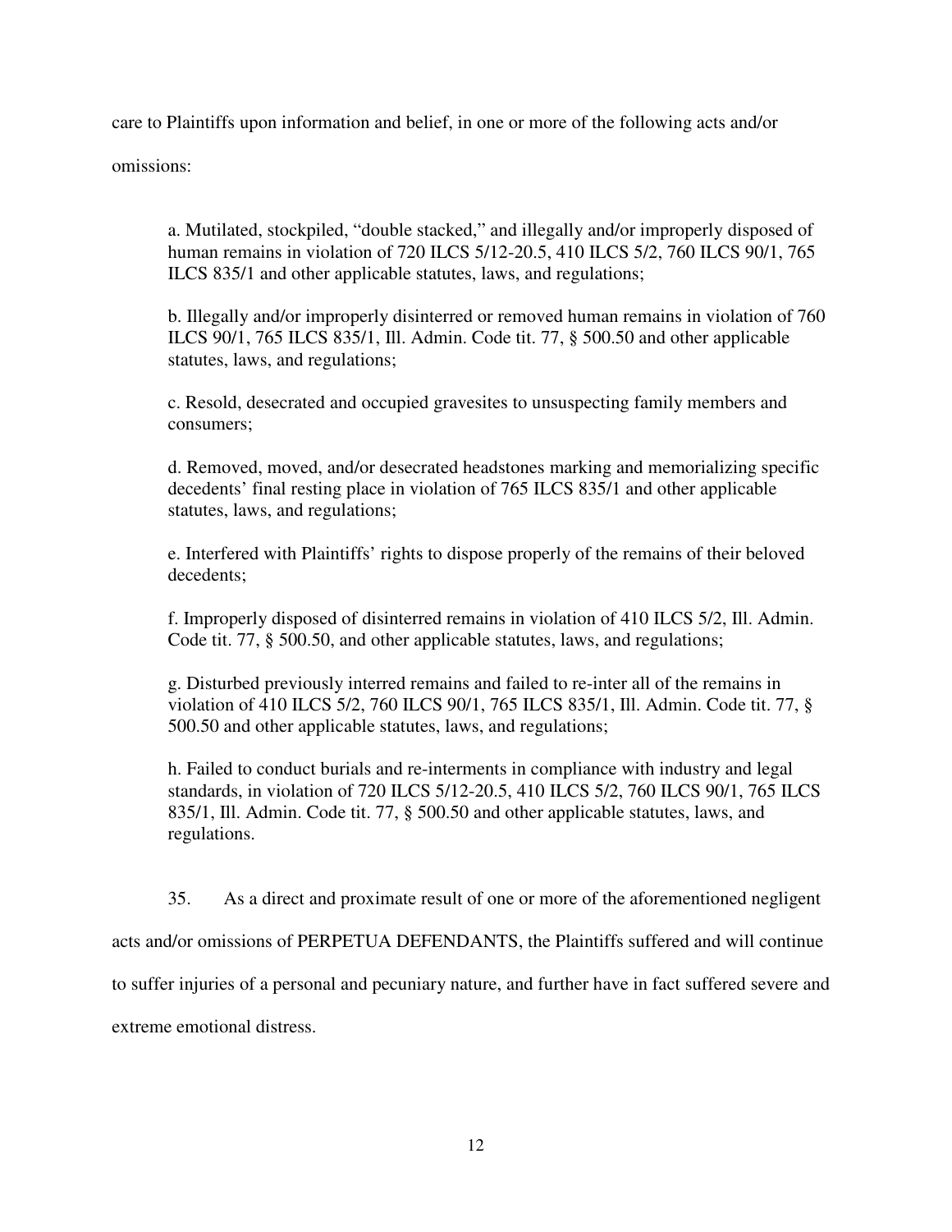care to Plaintiffs upon information and belief, in one or more of the following acts and/or omissions:

a. Mutilated, stockpiled, "double stacked," and illegally and/or improperly disposed of human remains in violation of 720 ILCS 5/12-20.5, 410 ILCS 5/2, 760 ILCS 90/1, 765 ILCS 835/1 and other applicable statutes, laws, and regulations;

b. Illegally and/or improperly disinterred or removed human remains in violation of 760 ILCS 90/1, 765 ILCS 835/1, Ill. Admin. Code tit. 77, § 500.50 and other applicable statutes, laws, and regulations;

c. Resold, desecrated and occupied gravesites to unsuspecting family members and consumers;

d. Removed, moved, and/or desecrated headstones marking and memorializing specific decedents' final resting place in violation of 765 ILCS 835/1 and other applicable statutes, laws, and regulations;

e. Interfered with Plaintiffs' rights to dispose properly of the remains of their beloved decedents;

f. Improperly disposed of disinterred remains in violation of 410 ILCS 5/2, Ill. Admin. Code tit. 77, § 500.50, and other applicable statutes, laws, and regulations;

g. Disturbed previously interred remains and failed to re-inter all of the remains in violation of 410 ILCS 5/2, 760 ILCS 90/1, 765 ILCS 835/1, Ill. Admin. Code tit. 77, § 500.50 and other applicable statutes, laws, and regulations;

h. Failed to conduct burials and re-interments in compliance with industry and legal standards, in violation of 720 ILCS 5/12-20.5, 410 ILCS 5/2, 760 ILCS 90/1, 765 ILCS 835/1, Ill. Admin. Code tit. 77, § 500.50 and other applicable statutes, laws, and regulations.

35. As a direct and proximate result of one or more of the aforementioned negligent acts and/or omissions of PERPETUA DEFENDANTS, the Plaintiffs suffered and will continue to suffer injuries of a personal and pecuniary nature, and further have in fact suffered severe and extreme emotional distress.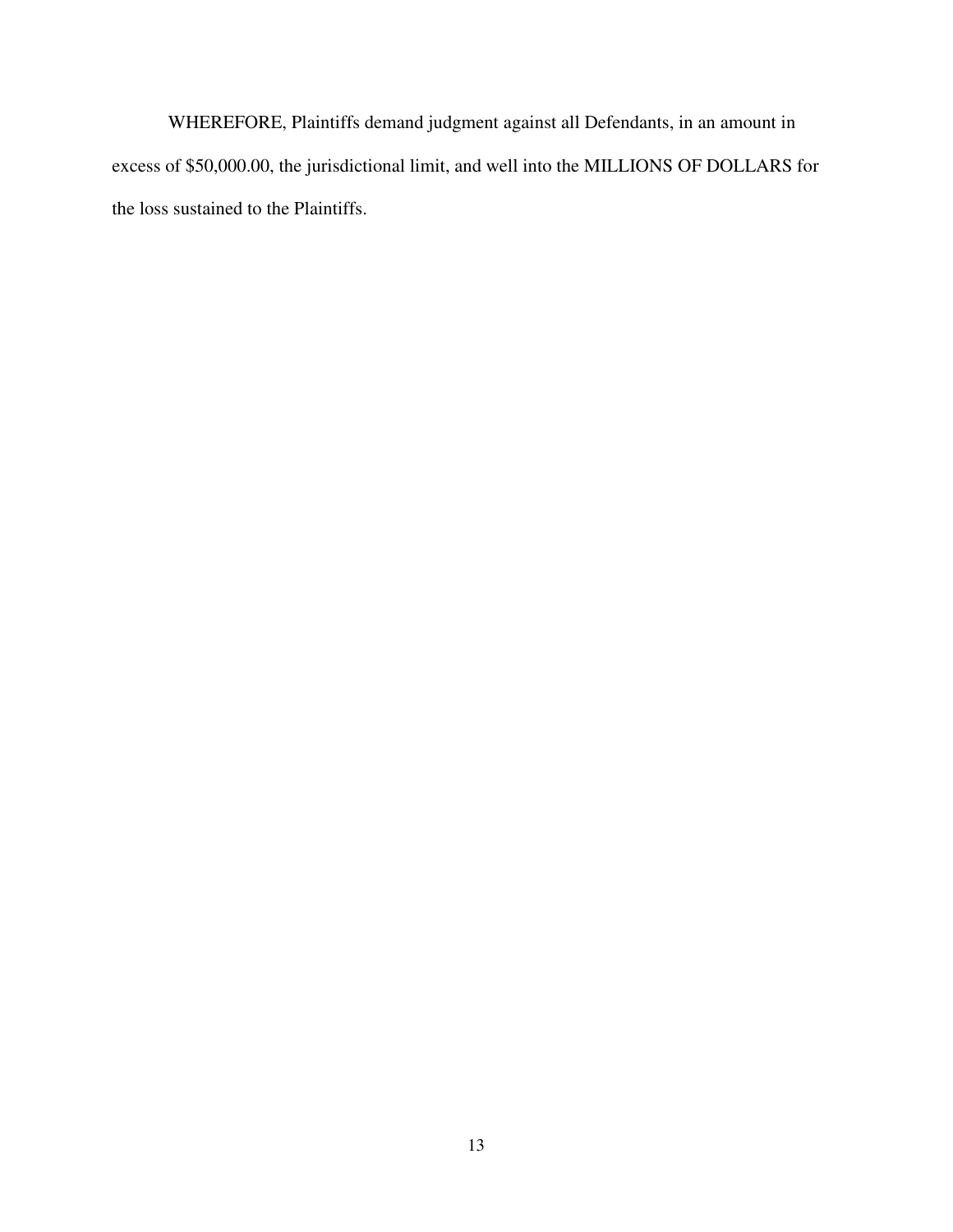WHEREFORE, Plaintiffs demand judgment against all Defendants, in an amount in excess of $50,000.00, the jurisdictional limit, and well into the MILLIONS OF DOLLARS for the loss sustained to the Plaintiffs.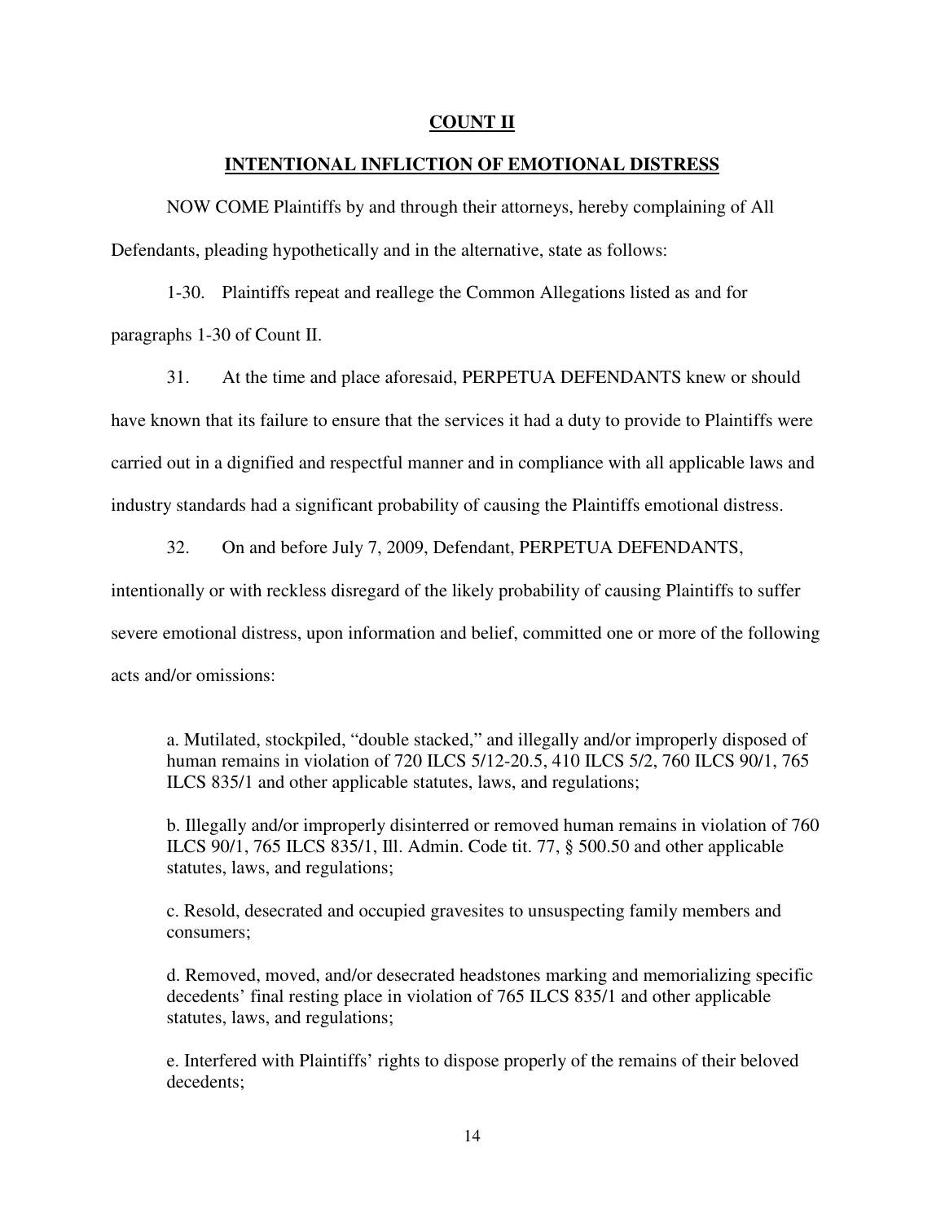## COUNT II

## INTENTIONAL INFLICTION OF EMOTIONAL DISTRESS

NOW COME Plaintiffs by and through their attorneys, hereby complaining of All Defendants, pleading hypothetically and in the alternative, state as follows:

1-30. Plaintiffs repeat and reallege the Common Allegations listed as and for paragraphs 1-30 of Count II.

31. At the time and place aforesaid, PERPETUA DEFENDANTS knew or should have known that its failure to ensure that the services it had a duty to provide to Plaintiffs were carried out in a dignified and respectful manner and in compliance with all applicable laws and industry standards had a significant probability of causing the Plaintiffs emotional distress.

32. On and before July 7, 2009, Defendant, PERPETUA DEFENDANTS, intentionally or with reckless disregard of the likely probability of causing Plaintiffs to suffer severe emotional distress, upon information and belief, committed one or more of the following acts and/or omissions:

> a. Mutilated, stockpiled, "double stacked," and illegally and/or improperly disposed of human remains in violation of 720 ILCS 5/12-20.5, 410 ILCS 5/2, 760 ILCS 90/1, 765 ILCS 835/1 and other applicable statutes, laws, and regulations;
>
> b. Illegally and/or improperly disinterred or removed human remains in violation of 760 ILCS 90/1, 765 ILCS 835/1, Ill. Admin. Code tit. 77, § 500.50 and other applicable statutes, laws, and regulations;
>
> c. Resold, desecrated and occupied gravesites to unsuspecting family members and consumers;
>
> d. Removed, moved, and/or desecrated headstones marking and memorializing specific decedents' final resting place in violation of 765 ILCS 835/1 and other applicable statutes, laws, and regulations;
>
> e. Interfered with Plaintiffs' rights to dispose properly of the remains of their beloved decedents;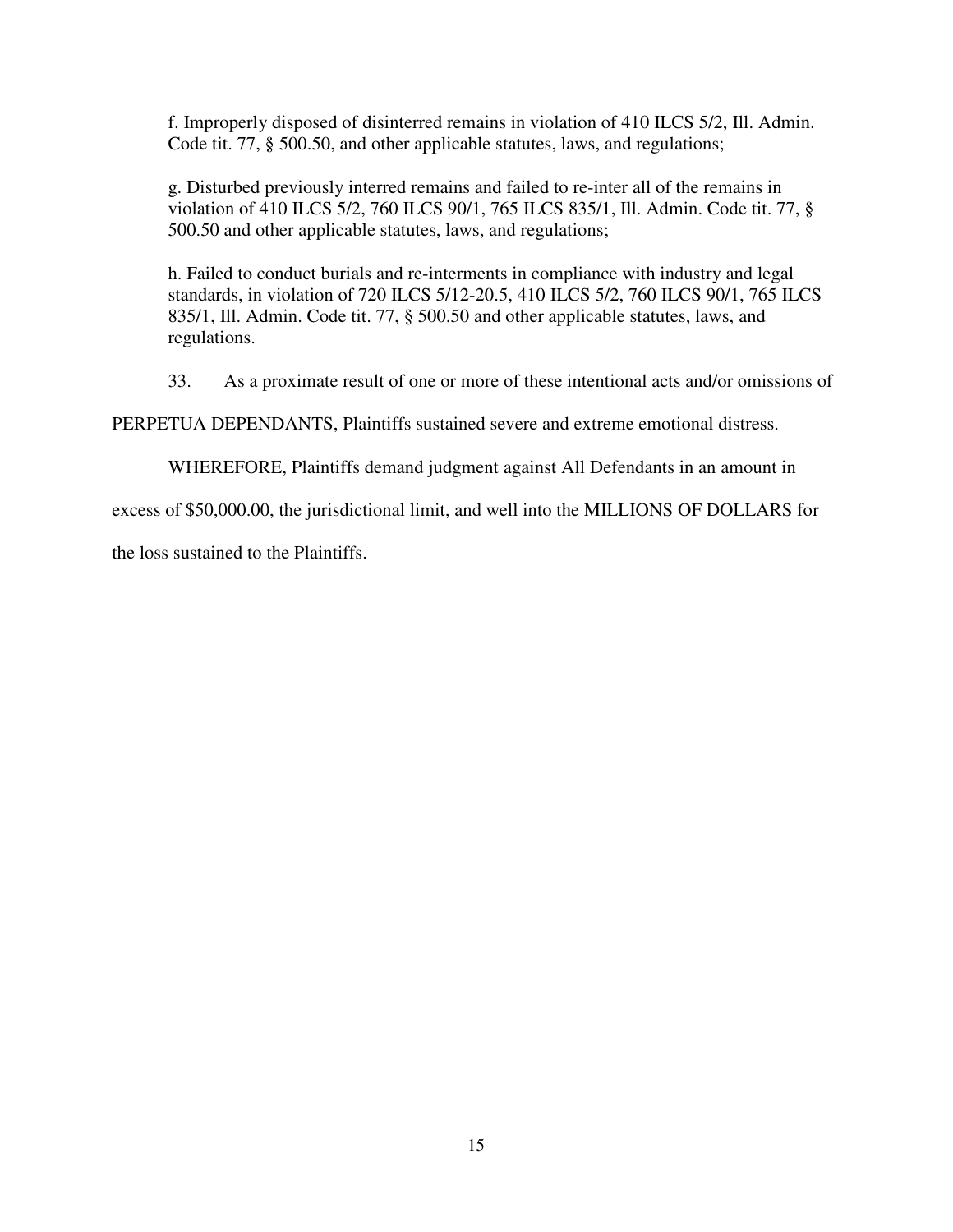f. Improperly disposed of disinterred remains in violation of 410 ILCS 5/2, Ill. Admin. Code tit. 77, § 500.50, and other applicable statutes, laws, and regulations;

g. Disturbed previously interred remains and failed to re-inter all of the remains in violation of 410 ILCS 5/2, 760 ILCS 90/1, 765 ILCS 835/1, Ill. Admin. Code tit. 77, § 500.50 and other applicable statutes, laws, and regulations;

h. Failed to conduct burials and re-interments in compliance with industry and legal standards, in violation of 720 ILCS 5/12-20.5, 410 ILCS 5/2, 760 ILCS 90/1, 765 ILCS 835/1, Ill. Admin. Code tit. 77, § 500.50 and other applicable statutes, laws, and regulations.

33. As a proximate result of one or more of these intentional acts and/or omissions of PERPETUA DEPENDANTS, Plaintiffs sustained severe and extreme emotional distress.

WHEREFORE, Plaintiffs demand judgment against All Defendants in an amount in excess of $50,000.00, the jurisdictional limit, and well into the MILLIONS OF DOLLARS for the loss sustained to the Plaintiffs.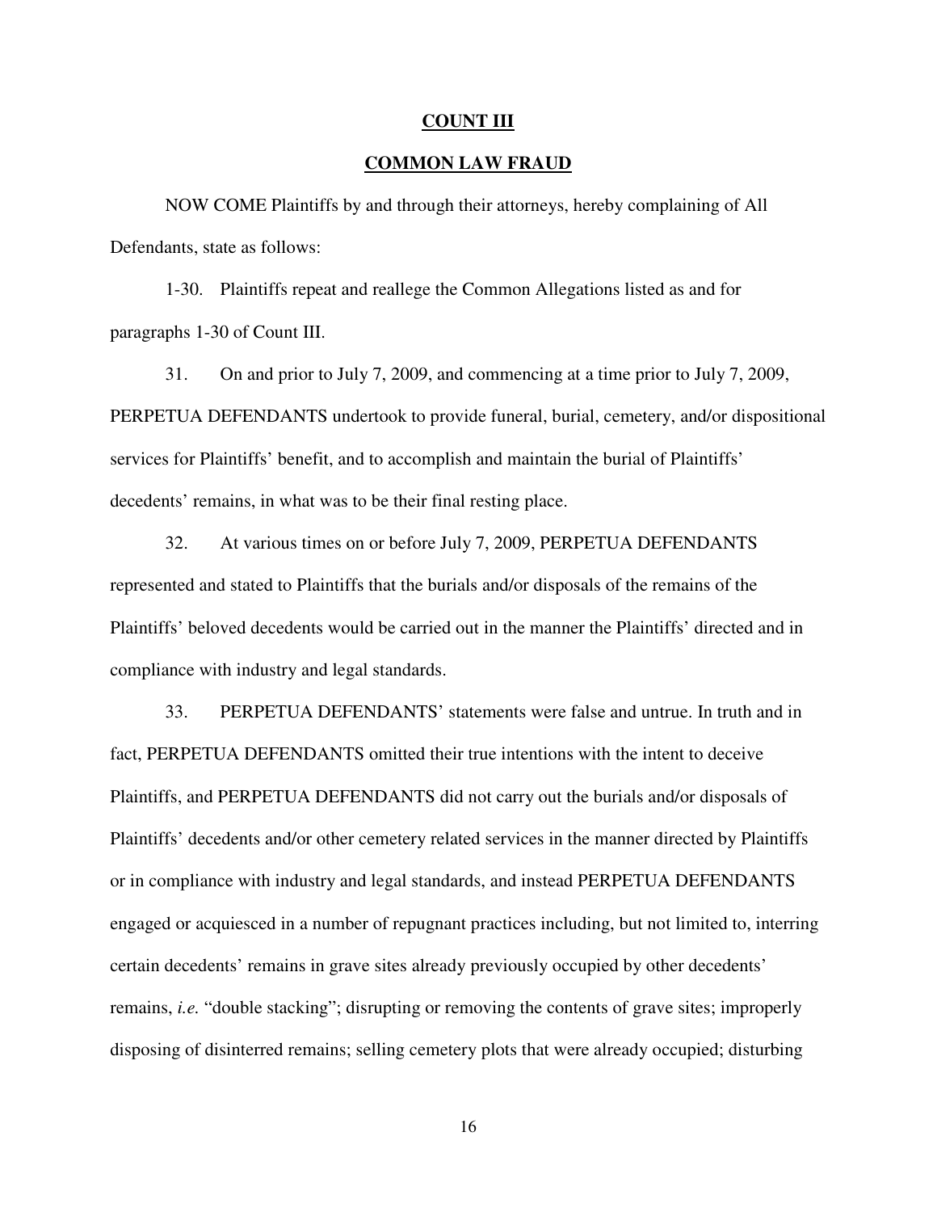**COUNT III**

**COMMON LAW FRAUD**

NOW COME Plaintiffs by and through their attorneys, hereby complaining of All Defendants, state as follows:

1-30. Plaintiffs repeat and reallege the Common Allegations listed as and for paragraphs 1-30 of Count III.

31. On and prior to July 7, 2009, and commencing at a time prior to July 7, 2009, PERPETUA DEFENDANTS undertook to provide funeral, burial, cemetery, and/or dispositional services for Plaintiffs' benefit, and to accomplish and maintain the burial of Plaintiffs' decedents' remains, in what was to be their final resting place.

32. At various times on or before July 7, 2009, PERPETUA DEFENDANTS represented and stated to Plaintiffs that the burials and/or disposals of the remains of the Plaintiffs' beloved decedents would be carried out in the manner the Plaintiffs' directed and in compliance with industry and legal standards.

33. PERPETUA DEFENDANTS' statements were false and untrue. In truth and in fact, PERPETUA DEFENDANTS omitted their true intentions with the intent to deceive Plaintiffs, and PERPETUA DEFENDANTS did not carry out the burials and/or disposals of Plaintiffs' decedents and/or other cemetery related services in the manner directed by Plaintiffs or in compliance with industry and legal standards, and instead PERPETUA DEFENDANTS engaged or acquiesced in a number of repugnant practices including, but not limited to, interring certain decedents' remains in grave sites already previously occupied by other decedents' remains, *i.e.* "double stacking"; disrupting or removing the contents of grave sites; improperly disposing of disinterred remains; selling cemetery plots that were already occupied; disturbing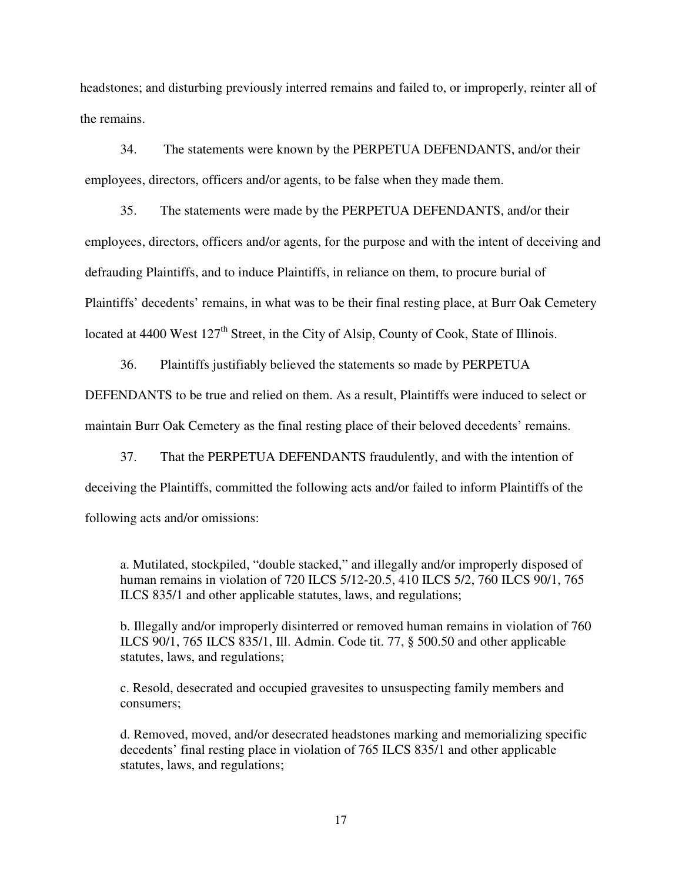headstones; and disturbing previously interred remains and failed to, or improperly, reinter all of the remains.

34. The statements were known by the PERPETUA DEFENDANTS, and/or their employees, directors, officers and/or agents, to be false when they made them.

35. The statements were made by the PERPETUA DEFENDANTS, and/or their employees, directors, officers and/or agents, for the purpose and with the intent of deceiving and defrauding Plaintiffs, and to induce Plaintiffs, in reliance on them, to procure burial of Plaintiffs' decedents' remains, in what was to be their final resting place, at Burr Oak Cemetery located at 4400 West 127th Street, in the City of Alsip, County of Cook, State of Illinois.

36. Plaintiffs justifiably believed the statements so made by PERPETUA DEFENDANTS to be true and relied on them. As a result, Plaintiffs were induced to select or maintain Burr Oak Cemetery as the final resting place of their beloved decedents' remains.

37. That the PERPETUA DEFENDANTS fraudulently, and with the intention of deceiving the Plaintiffs, committed the following acts and/or failed to inform Plaintiffs of the following acts and/or omissions:

a. Mutilated, stockpiled, "double stacked," and illegally and/or improperly disposed of human remains in violation of 720 ILCS 5/12-20.5, 410 ILCS 5/2, 760 ILCS 90/1, 765 ILCS 835/1 and other applicable statutes, laws, and regulations;

b. Illegally and/or improperly disinterred or removed human remains in violation of 760 ILCS 90/1, 765 ILCS 835/1, Ill. Admin. Code tit. 77, § 500.50 and other applicable statutes, laws, and regulations;

c. Resold, desecrated and occupied gravesites to unsuspecting family members and consumers;

d. Removed, moved, and/or desecrated headstones marking and memorializing specific decedents' final resting place in violation of 765 ILCS 835/1 and other applicable statutes, laws, and regulations;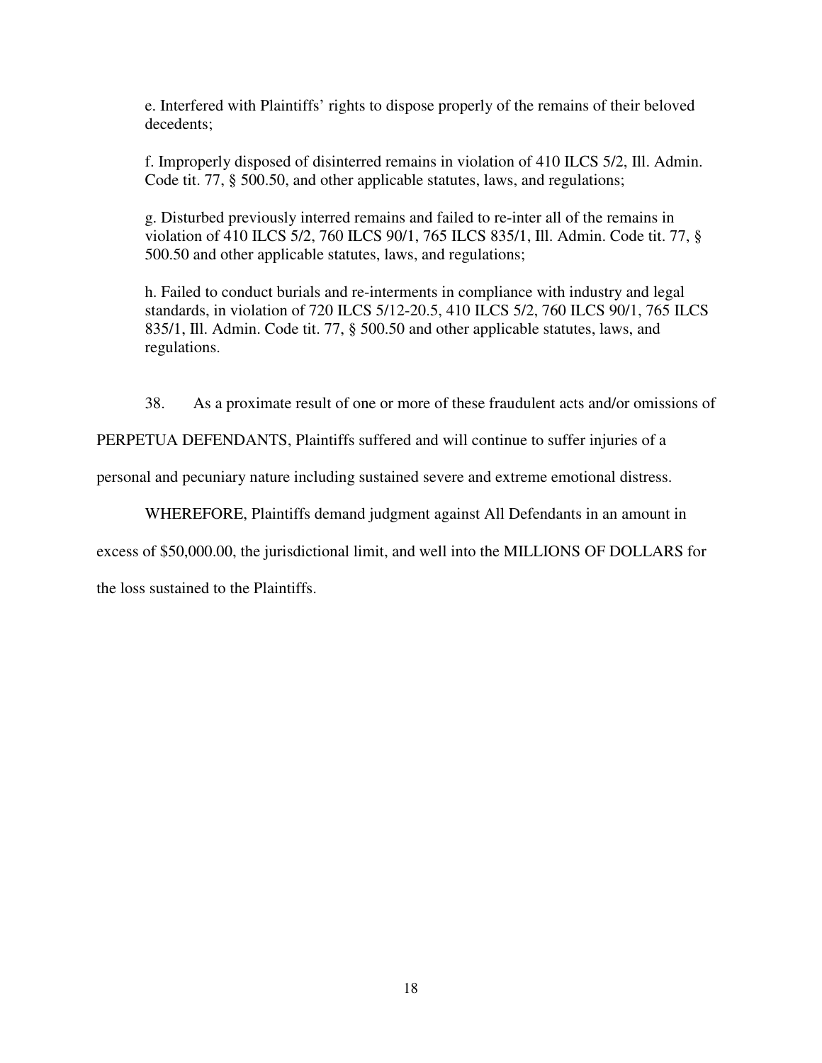e. Interfered with Plaintiffs' rights to dispose properly of the remains of their beloved decedents;

f. Improperly disposed of disinterred remains in violation of 410 ILCS 5/2, Ill. Admin. Code tit. 77, § 500.50, and other applicable statutes, laws, and regulations;

g. Disturbed previously interred remains and failed to re-inter all of the remains in violation of 410 ILCS 5/2, 760 ILCS 90/1, 765 ILCS 835/1, Ill. Admin. Code tit. 77, § 500.50 and other applicable statutes, laws, and regulations;

h. Failed to conduct burials and re-interments in compliance with industry and legal standards, in violation of 720 ILCS 5/12-20.5, 410 ILCS 5/2, 760 ILCS 90/1, 765 ILCS 835/1, Ill. Admin. Code tit. 77, § 500.50 and other applicable statutes, laws, and regulations.

38. As a proximate result of one or more of these fraudulent acts and/or omissions of PERPETUA DEFENDANTS, Plaintiffs suffered and will continue to suffer injuries of a personal and pecuniary nature including sustained severe and extreme emotional distress.

WHEREFORE, Plaintiffs demand judgment against All Defendants in an amount in excess of $50,000.00, the jurisdictional limit, and well into the MILLIONS OF DOLLARS for the loss sustained to the Plaintiffs.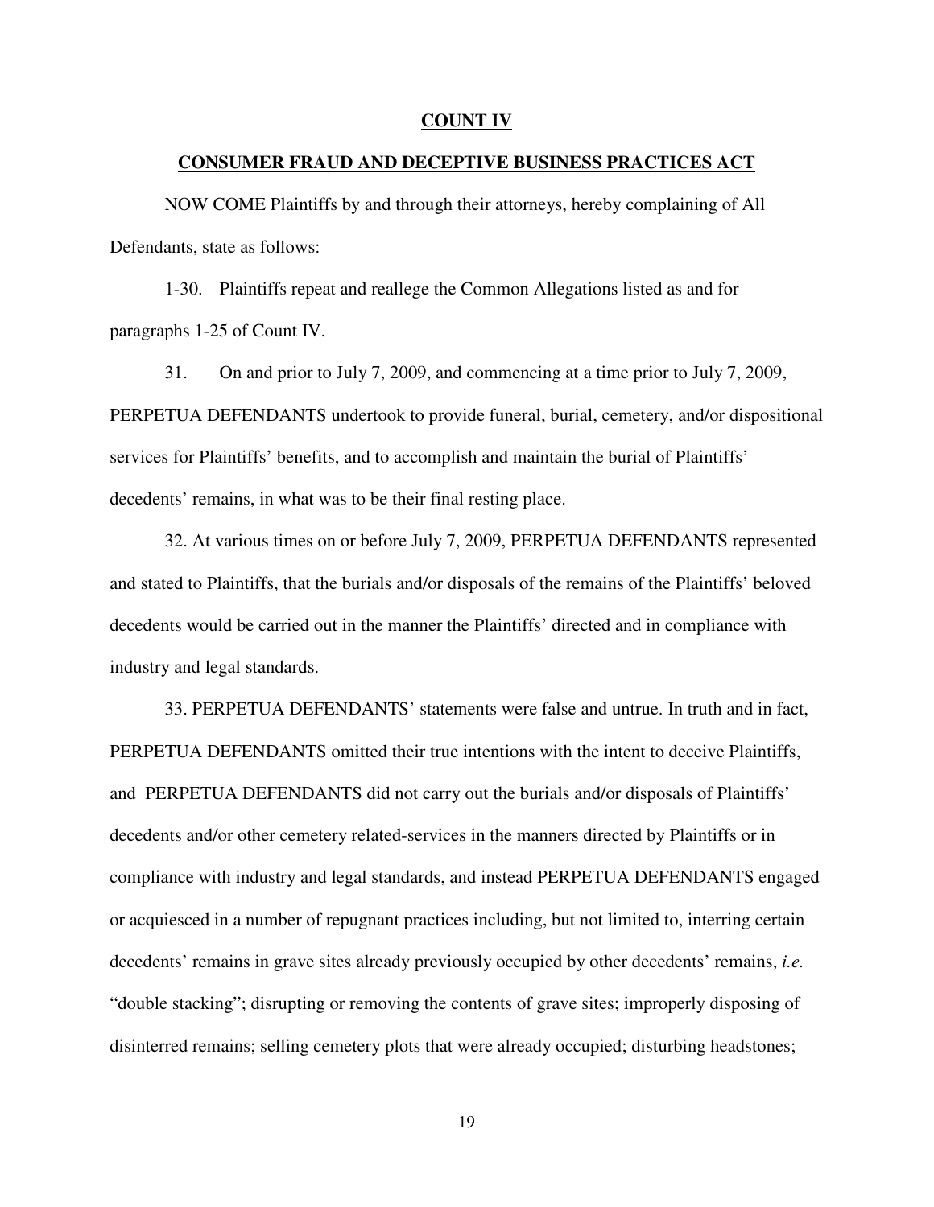## COUNT IV

## CONSUMER FRAUD AND DECEPTIVE BUSINESS PRACTICES ACT

NOW COME Plaintiffs by and through their attorneys, hereby complaining of All Defendants, state as follows:

1-30. Plaintiffs repeat and reallege the Common Allegations listed as and for paragraphs 1-25 of Count IV.

31. On and prior to July 7, 2009, and commencing at a time prior to July 7, 2009, PERPETUA DEFENDANTS undertook to provide funeral, burial, cemetery, and/or dispositional services for Plaintiffs' benefits, and to accomplish and maintain the burial of Plaintiffs' decedents' remains, in what was to be their final resting place.

32. At various times on or before July 7, 2009, PERPETUA DEFENDANTS represented and stated to Plaintiffs, that the burials and/or disposals of the remains of the Plaintiffs' beloved decedents would be carried out in the manner the Plaintiffs' directed and in compliance with industry and legal standards.

33. PERPETUA DEFENDANTS' statements were false and untrue. In truth and in fact, PERPETUA DEFENDANTS omitted their true intentions with the intent to deceive Plaintiffs, and PERPETUA DEFENDANTS did not carry out the burials and/or disposals of Plaintiffs' decedents and/or other cemetery related-services in the manners directed by Plaintiffs or in compliance with industry and legal standards, and instead PERPETUA DEFENDANTS engaged or acquiesced in a number of repugnant practices including, but not limited to, interring certain decedents' remains in grave sites already previously occupied by other decedents' remains, *i.e.* "double stacking"; disrupting or removing the contents of grave sites; improperly disposing of disinterred remains; selling cemetery plots that were already occupied; disturbing headstones;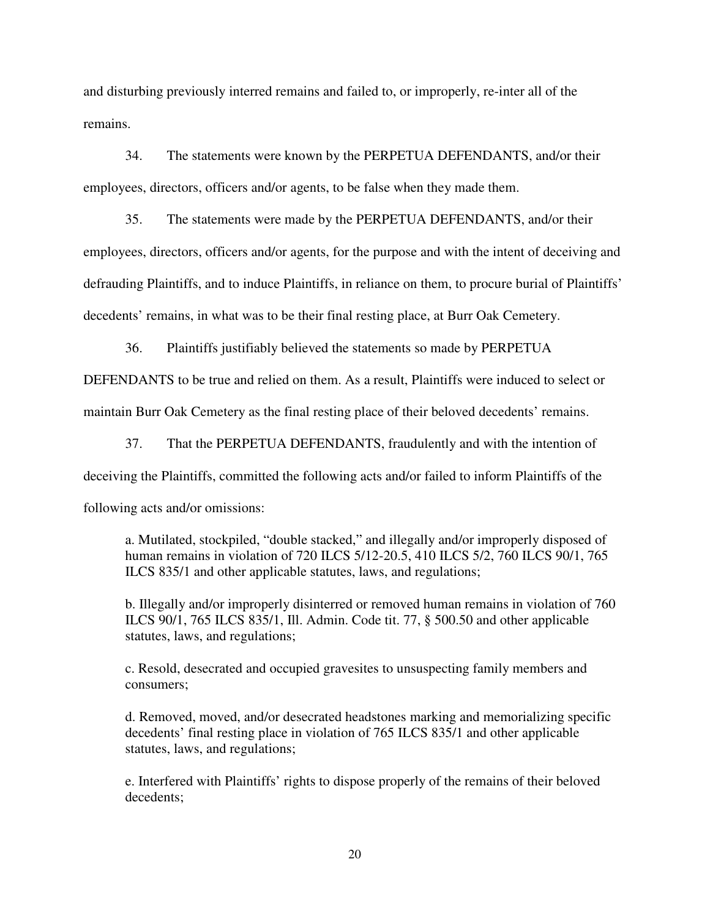and disturbing previously interred remains and failed to, or improperly, re-inter all of the remains.

34. The statements were known by the PERPETUA DEFENDANTS, and/or their employees, directors, officers and/or agents, to be false when they made them.

35. The statements were made by the PERPETUA DEFENDANTS, and/or their employees, directors, officers and/or agents, for the purpose and with the intent of deceiving and defrauding Plaintiffs, and to induce Plaintiffs, in reliance on them, to procure burial of Plaintiffs' decedents' remains, in what was to be their final resting place, at Burr Oak Cemetery.

36. Plaintiffs justifiably believed the statements so made by PERPETUA DEFENDANTS to be true and relied on them. As a result, Plaintiffs were induced to select or maintain Burr Oak Cemetery as the final resting place of their beloved decedents' remains.

37. That the PERPETUA DEFENDANTS, fraudulently and with the intention of deceiving the Plaintiffs, committed the following acts and/or failed to inform Plaintiffs of the following acts and/or omissions:

a. Mutilated, stockpiled, "double stacked," and illegally and/or improperly disposed of human remains in violation of 720 ILCS 5/12-20.5, 410 ILCS 5/2, 760 ILCS 90/1, 765 ILCS 835/1 and other applicable statutes, laws, and regulations;

b. Illegally and/or improperly disinterred or removed human remains in violation of 760 ILCS 90/1, 765 ILCS 835/1, Ill. Admin. Code tit. 77, § 500.50 and other applicable statutes, laws, and regulations;

c. Resold, desecrated and occupied gravesites to unsuspecting family members and consumers;

d. Removed, moved, and/or desecrated headstones marking and memorializing specific decedents' final resting place in violation of 765 ILCS 835/1 and other applicable statutes, laws, and regulations;

e. Interfered with Plaintiffs' rights to dispose properly of the remains of their beloved decedents;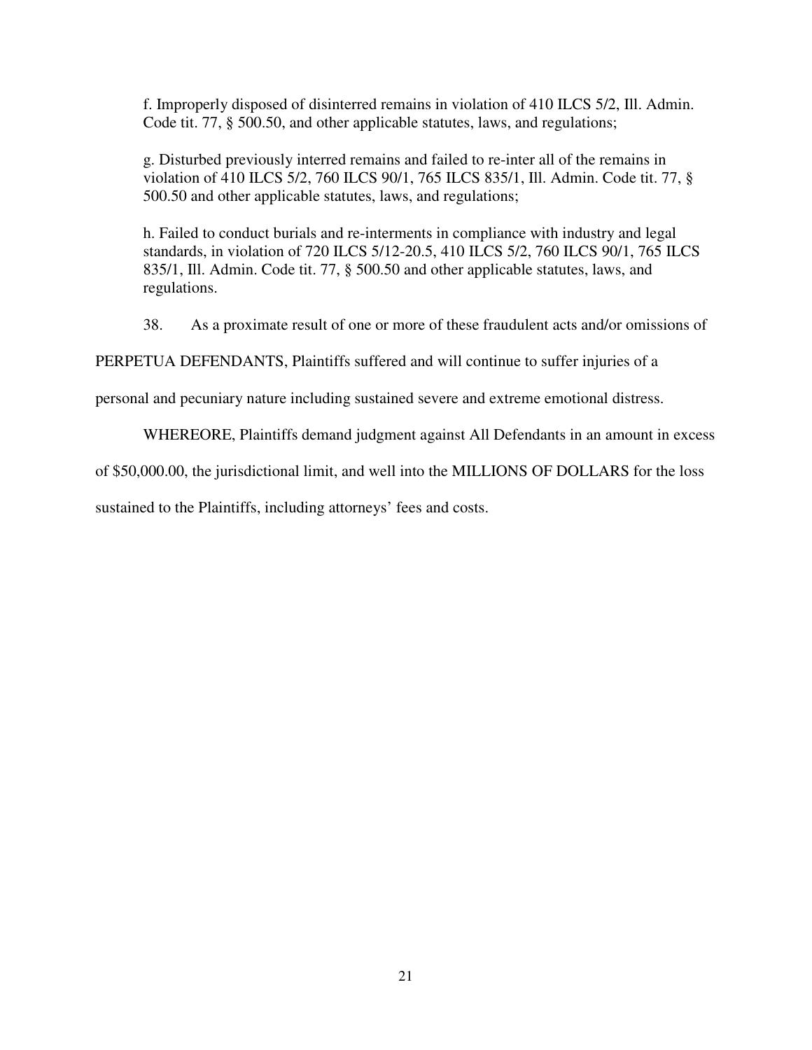f. Improperly disposed of disinterred remains in violation of 410 ILCS 5/2, Ill. Admin. Code tit. 77, § 500.50, and other applicable statutes, laws, and regulations;

g. Disturbed previously interred remains and failed to re-inter all of the remains in violation of 410 ILCS 5/2, 760 ILCS 90/1, 765 ILCS 835/1, Ill. Admin. Code tit. 77, § 500.50 and other applicable statutes, laws, and regulations;

h. Failed to conduct burials and re-interments in compliance with industry and legal standards, in violation of 720 ILCS 5/12-20.5, 410 ILCS 5/2, 760 ILCS 90/1, 765 ILCS 835/1, Ill. Admin. Code tit. 77, § 500.50 and other applicable statutes, laws, and regulations.

38. As a proximate result of one or more of these fraudulent acts and/or omissions of PERPETUA DEFENDANTS, Plaintiffs suffered and will continue to suffer injuries of a personal and pecuniary nature including sustained severe and extreme emotional distress.

WHEREORE, Plaintiffs demand judgment against All Defendants in an amount in excess of $50,000.00, the jurisdictional limit, and well into the MILLIONS OF DOLLARS for the loss sustained to the Plaintiffs, including attorneys' fees and costs.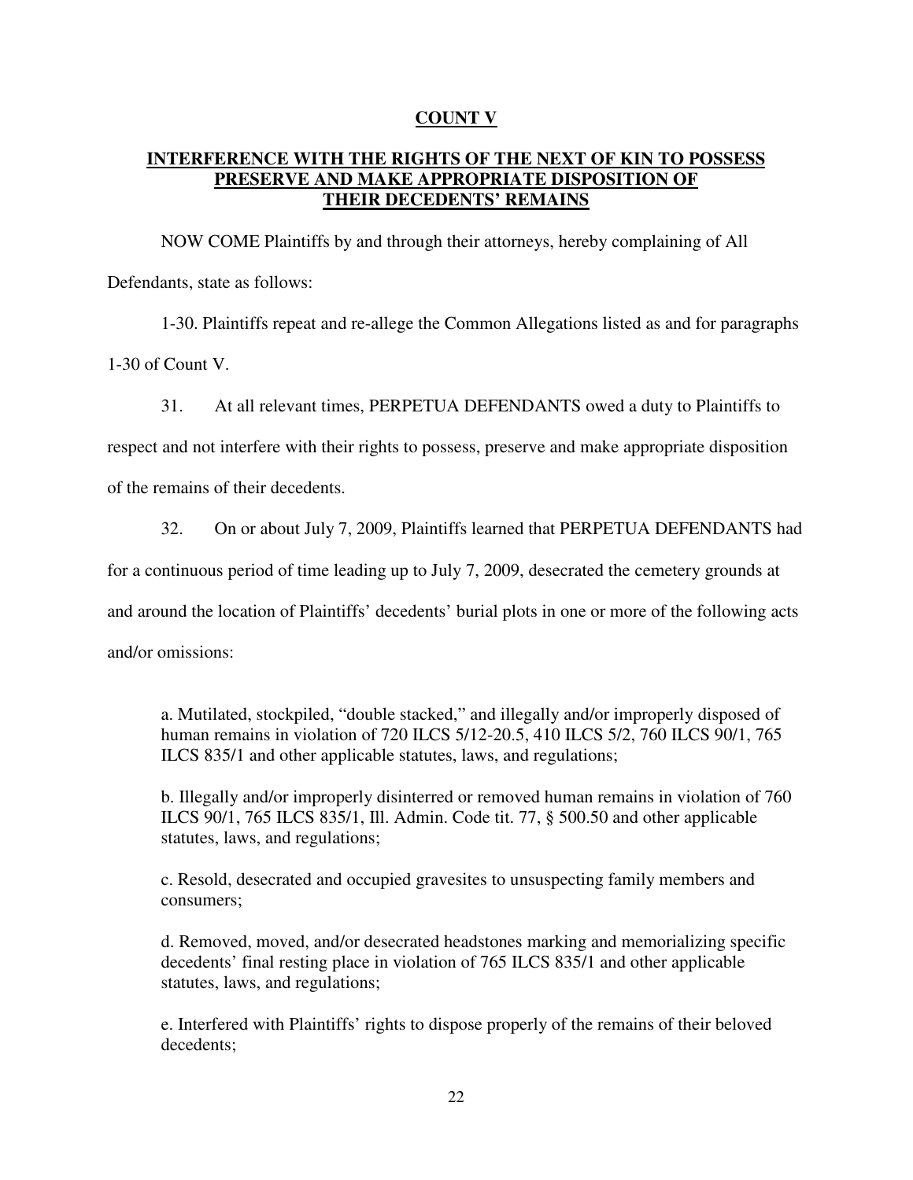## COUNT V

## INTERFERENCE WITH THE RIGHTS OF THE NEXT OF KIN TO POSSESS PRESERVE AND MAKE APPROPRIATE DISPOSITION OF THEIR DECEDENTS' REMAINS

NOW COME Plaintiffs by and through their attorneys, hereby complaining of All Defendants, state as follows:

1-30. Plaintiffs repeat and re-allege the Common Allegations listed as and for paragraphs 1-30 of Count V.

31. At all relevant times, PERPETUA DEFENDANTS owed a duty to Plaintiffs to respect and not interfere with their rights to possess, preserve and make appropriate disposition of the remains of their decedents.

32. On or about July 7, 2009, Plaintiffs learned that PERPETUA DEFENDANTS had for a continuous period of time leading up to July 7, 2009, desecrated the cemetery grounds at and around the location of Plaintiffs' decedents' burial plots in one or more of the following acts and/or omissions:

> a. Mutilated, stockpiled, "double stacked," and illegally and/or improperly disposed of human remains in violation of 720 ILCS 5/12-20.5, 410 ILCS 5/2, 760 ILCS 90/1, 765 ILCS 835/1 and other applicable statutes, laws, and regulations;
>
> b. Illegally and/or improperly disinterred or removed human remains in violation of 760 ILCS 90/1, 765 ILCS 835/1, Ill. Admin. Code tit. 77, § 500.50 and other applicable statutes, laws, and regulations;
>
> c. Resold, desecrated and occupied gravesites to unsuspecting family members and consumers;
>
> d. Removed, moved, and/or desecrated headstones marking and memorializing specific decedents' final resting place in violation of 765 ILCS 835/1 and other applicable statutes, laws, and regulations;
>
> e. Interfered with Plaintiffs' rights to dispose properly of the remains of their beloved decedents;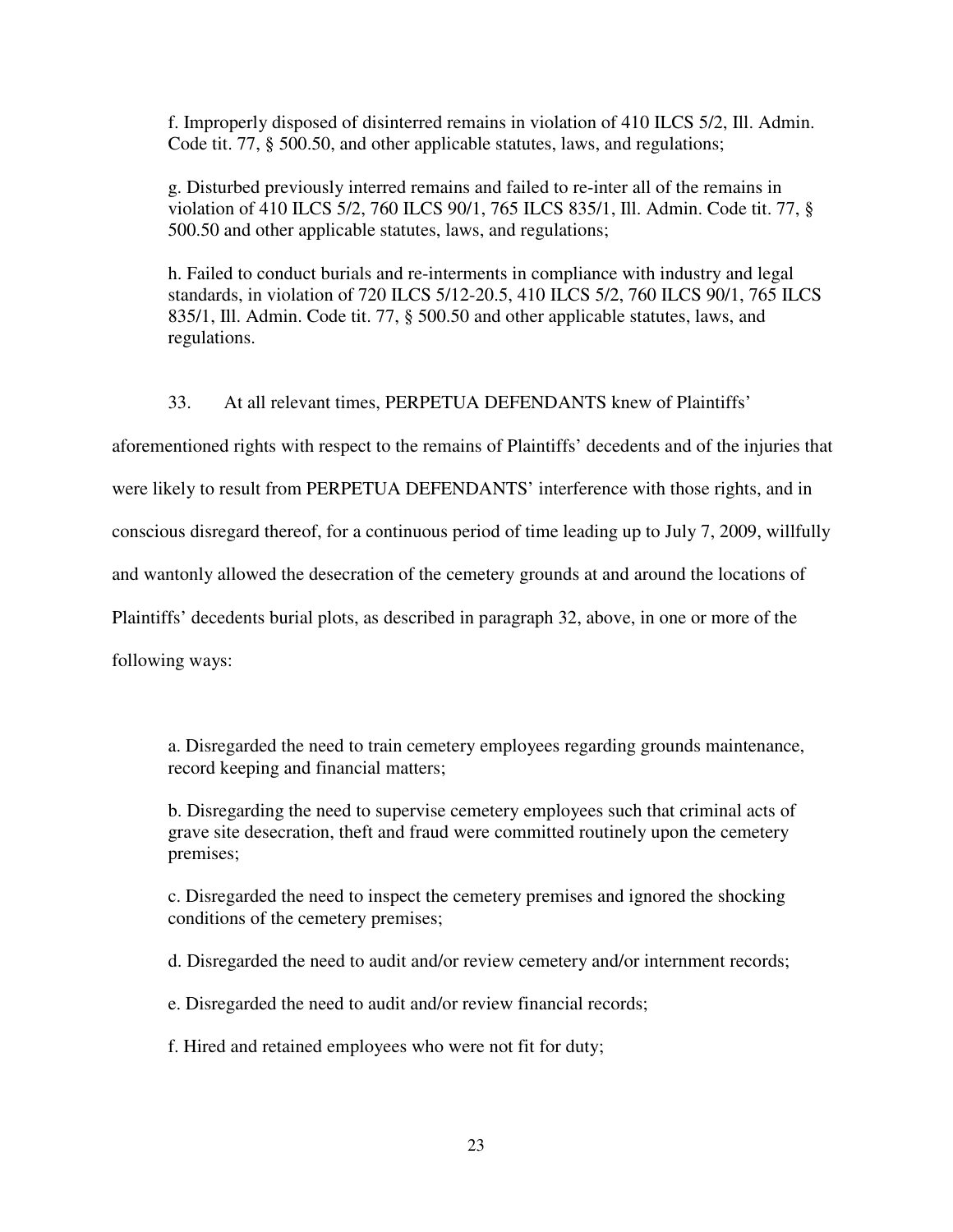f. Improperly disposed of disinterred remains in violation of 410 ILCS 5/2, Ill. Admin. Code tit. 77, § 500.50, and other applicable statutes, laws, and regulations;

g. Disturbed previously interred remains and failed to re-inter all of the remains in violation of 410 ILCS 5/2, 760 ILCS 90/1, 765 ILCS 835/1, Ill. Admin. Code tit. 77, § 500.50 and other applicable statutes, laws, and regulations;

h. Failed to conduct burials and re-interments in compliance with industry and legal standards, in violation of 720 ILCS 5/12-20.5, 410 ILCS 5/2, 760 ILCS 90/1, 765 ILCS 835/1, Ill. Admin. Code tit. 77, § 500.50 and other applicable statutes, laws, and regulations.

33. At all relevant times, PERPETUA DEFENDANTS knew of Plaintiffs' aforementioned rights with respect to the remains of Plaintiffs' decedents and of the injuries that were likely to result from PERPETUA DEFENDANTS' interference with those rights, and in conscious disregard thereof, for a continuous period of time leading up to July 7, 2009, willfully and wantonly allowed the desecration of the cemetery grounds at and around the locations of Plaintiffs' decedents burial plots, as described in paragraph 32, above, in one or more of the following ways:

a. Disregarded the need to train cemetery employees regarding grounds maintenance, record keeping and financial matters;

b. Disregarding the need to supervise cemetery employees such that criminal acts of grave site desecration, theft and fraud were committed routinely upon the cemetery premises;

c. Disregarded the need to inspect the cemetery premises and ignored the shocking conditions of the cemetery premises;

d. Disregarded the need to audit and/or review cemetery and/or internment records;

e. Disregarded the need to audit and/or review financial records;

f. Hired and retained employees who were not fit for duty;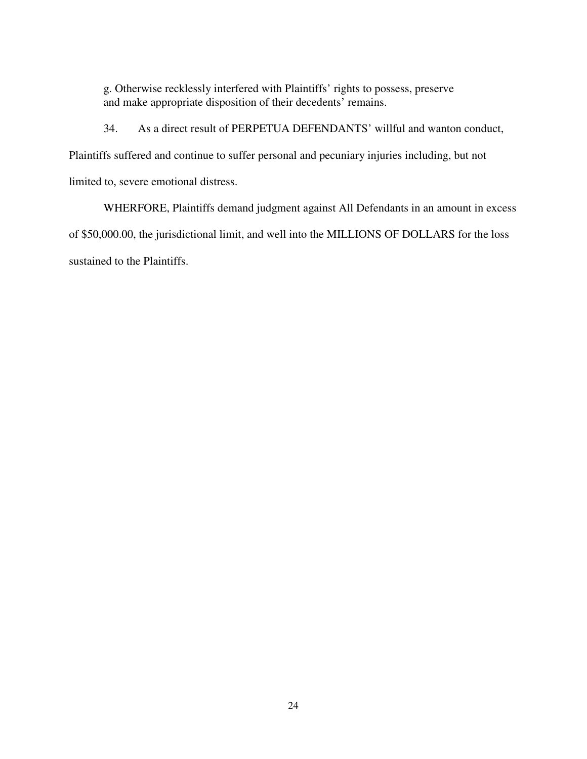g. Otherwise recklessly interfered with Plaintiffs' rights to possess, preserve and make appropriate disposition of their decedents' remains.

34. As a direct result of PERPETUA DEFENDANTS' willful and wanton conduct, Plaintiffs suffered and continue to suffer personal and pecuniary injuries including, but not limited to, severe emotional distress.

WHERFORE, Plaintiffs demand judgment against All Defendants in an amount in excess of $50,000.00, the jurisdictional limit, and well into the MILLIONS OF DOLLARS for the loss sustained to the Plaintiffs.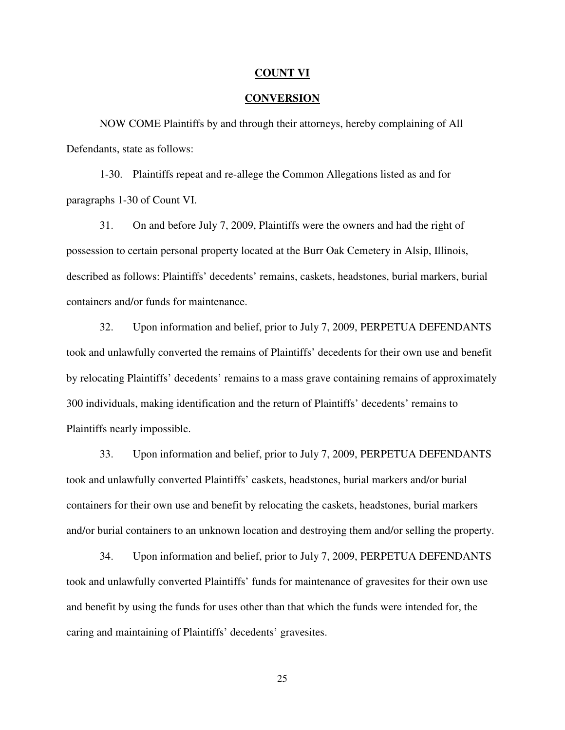## COUNT VI

## CONVERSION

NOW COME Plaintiffs by and through their attorneys, hereby complaining of All Defendants, state as follows:

1-30. Plaintiffs repeat and re-allege the Common Allegations listed as and for paragraphs 1-30 of Count VI.

31. On and before July 7, 2009, Plaintiffs were the owners and had the right of possession to certain personal property located at the Burr Oak Cemetery in Alsip, Illinois, described as follows: Plaintiffs' decedents' remains, caskets, headstones, burial markers, burial containers and/or funds for maintenance.

32. Upon information and belief, prior to July 7, 2009, PERPETUA DEFENDANTS took and unlawfully converted the remains of Plaintiffs' decedents for their own use and benefit by relocating Plaintiffs' decedents' remains to a mass grave containing remains of approximately 300 individuals, making identification and the return of Plaintiffs' decedents' remains to Plaintiffs nearly impossible.

33. Upon information and belief, prior to July 7, 2009, PERPETUA DEFENDANTS took and unlawfully converted Plaintiffs' caskets, headstones, burial markers and/or burial containers for their own use and benefit by relocating the caskets, headstones, burial markers and/or burial containers to an unknown location and destroying them and/or selling the property.

34. Upon information and belief, prior to July 7, 2009, PERPETUA DEFENDANTS took and unlawfully converted Plaintiffs' funds for maintenance of gravesites for their own use and benefit by using the funds for uses other than that which the funds were intended for, the caring and maintaining of Plaintiffs' decedents' gravesites.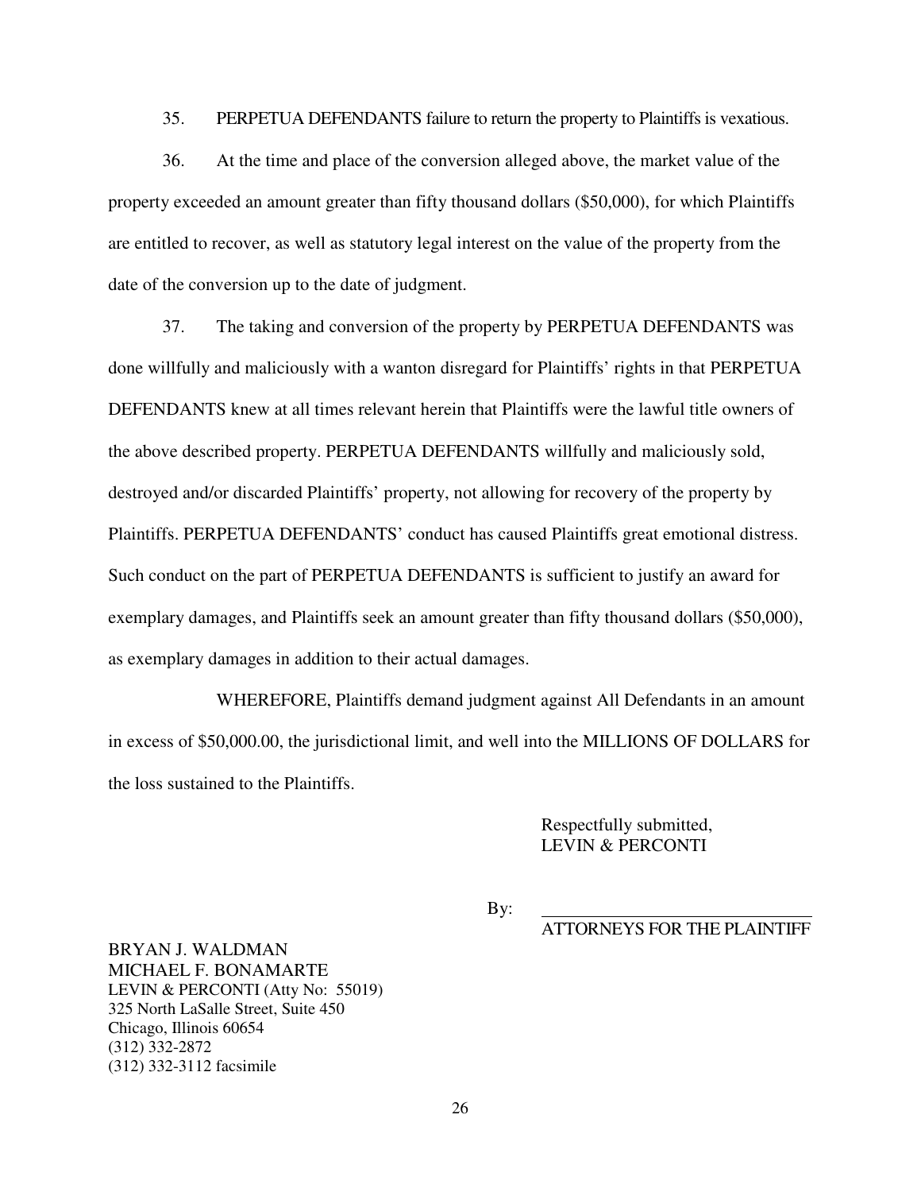35. PERPETUA DEFENDANTS failure to return the property to Plaintiffs is vexatious.

36. At the time and place of the conversion alleged above, the market value of the property exceeded an amount greater than fifty thousand dollars ($50,000), for which Plaintiffs are entitled to recover, as well as statutory legal interest on the value of the property from the date of the conversion up to the date of judgment.

37. The taking and conversion of the property by PERPETUA DEFENDANTS was done willfully and maliciously with a wanton disregard for Plaintiffs' rights in that PERPETUA DEFENDANTS knew at all times relevant herein that Plaintiffs were the lawful title owners of the above described property. PERPETUA DEFENDANTS willfully and maliciously sold, destroyed and/or discarded Plaintiffs' property, not allowing for recovery of the property by Plaintiffs. PERPETUA DEFENDANTS' conduct has caused Plaintiffs great emotional distress. Such conduct on the part of PERPETUA DEFENDANTS is sufficient to justify an award for exemplary damages, and Plaintiffs seek an amount greater than fifty thousand dollars ($50,000), as exemplary damages in addition to their actual damages.

WHEREFORE, Plaintiffs demand judgment against All Defendants in an amount in excess of $50,000.00, the jurisdictional limit, and well into the MILLIONS OF DOLLARS for the loss sustained to the Plaintiffs.

Respectfully submitted,
LEVIN & PERCONTI

By: ______________________________
ATTORNEYS FOR THE PLAINTIFF

BRYAN J. WALDMAN
MICHAEL F. BONAMARTE
LEVIN & PERCONTI (Atty No: 55019)
325 North LaSalle Street, Suite 450
Chicago, Illinois 60654
(312) 332-2872
(312) 332-3112 facsimile